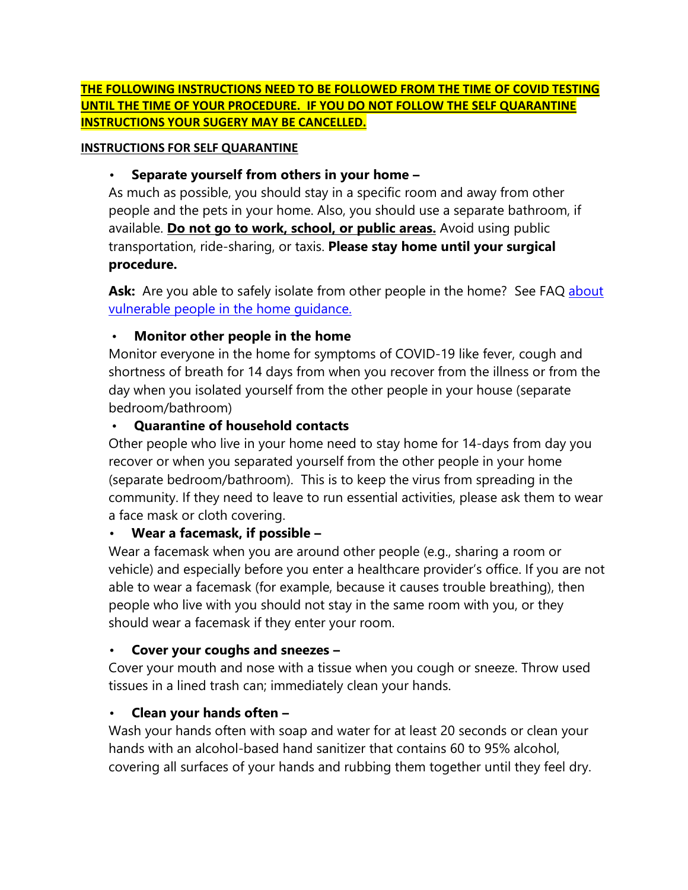**THE FOLLOWING INSTRUCTIONS NEED TO BE FOLLOWED FROM THE TIME OF COVID TESTING UNTIL THE TIME OF YOUR PROCEDURE. IF YOU DO NOT FOLLOW THE SELF QUARANTINE INSTRUCTIONS YOUR SUGERY MAY BE CANCELLED.**

**INSTRUCTIONS FOR SELF QUARANTINE**

- **Separate yourself from others in your home –**
  As much as possible, you should stay in a specific room and away from other people and the pets in your home. Also, you should use a separate bathroom, if available. **Do not go to work, school, or public areas.** Avoid using public transportation, ride-sharing, or taxis. **Please stay home until your surgical procedure.**

  **Ask:** Are you able to safely isolate from other people in the home? See FAQ about vulnerable people in the home guidance.

- **Monitor other people in the home**
  Monitor everyone in the home for symptoms of COVID-19 like fever, cough and shortness of breath for 14 days from when you recover from the illness or from the day when you isolated yourself from the other people in your house (separate bedroom/bathroom)

- **Quarantine of household contacts**
  Other people who live in your home need to stay home for 14-days from day you recover or when you separated yourself from the other people in your home (separate bedroom/bathroom). This is to keep the virus from spreading in the community. If they need to leave to run essential activities, please ask them to wear a face mask or cloth covering.

- **Wear a facemask, if possible –**
  Wear a facemask when you are around other people (e.g., sharing a room or vehicle) and especially before you enter a healthcare provider's office. If you are not able to wear a facemask (for example, because it causes trouble breathing), then people who live with you should not stay in the same room with you, or they should wear a facemask if they enter your room.

- **Cover your coughs and sneezes –**
  Cover your mouth and nose with a tissue when you cough or sneeze. Throw used tissues in a lined trash can; immediately clean your hands.

- **Clean your hands often –**
  Wash your hands often with soap and water for at least 20 seconds or clean your hands with an alcohol-based hand sanitizer that contains 60 to 95% alcohol, covering all surfaces of your hands and rubbing them together until they feel dry.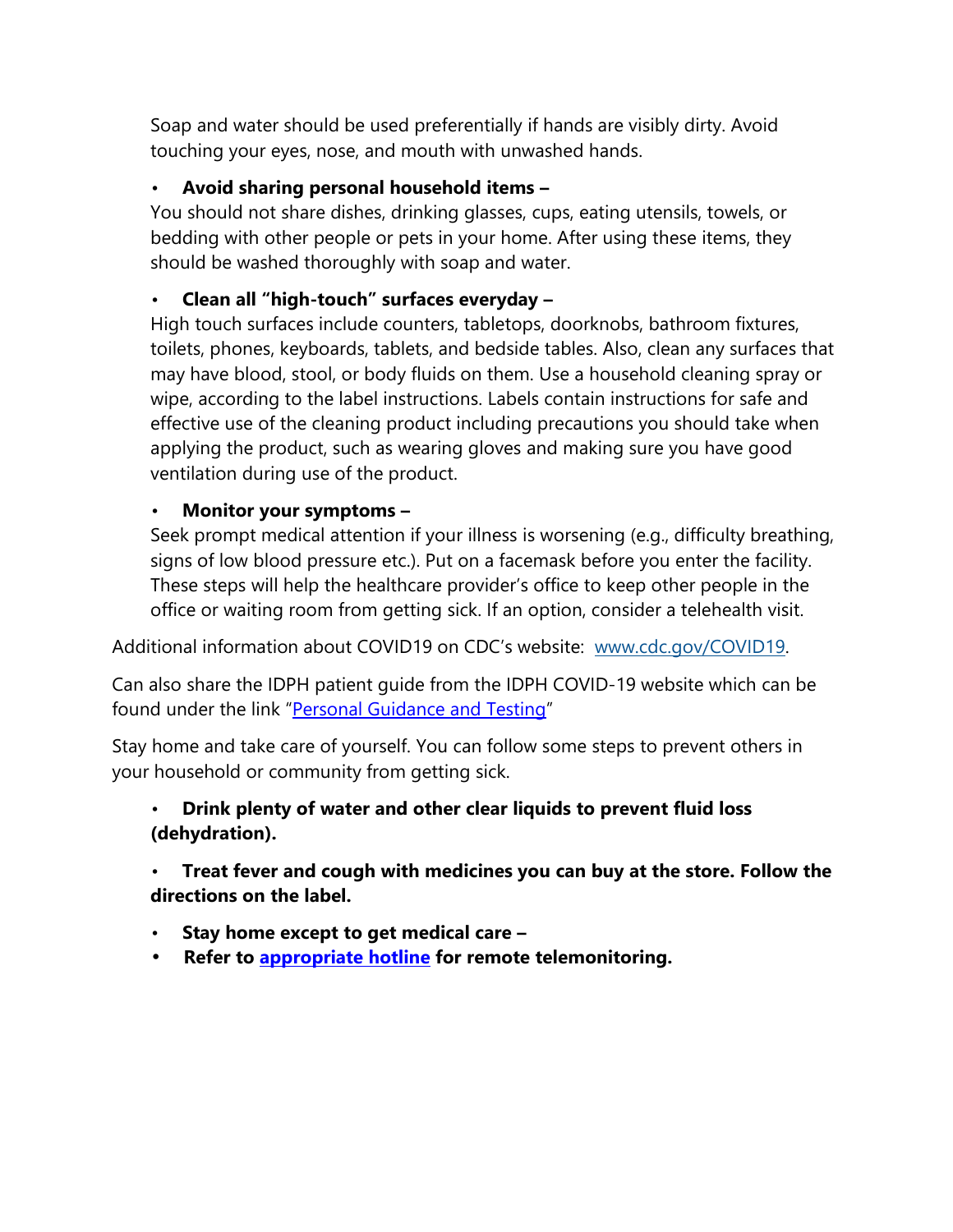Soap and water should be used preferentially if hands are visibly dirty. Avoid touching your eyes, nose, and mouth with unwashed hands.

- **Avoid sharing personal household items –**
  You should not share dishes, drinking glasses, cups, eating utensils, towels, or bedding with other people or pets in your home. After using these items, they should be washed thoroughly with soap and water.

- **Clean all "high-touch" surfaces everyday –**
  High touch surfaces include counters, tabletops, doorknobs, bathroom fixtures, toilets, phones, keyboards, tablets, and bedside tables. Also, clean any surfaces that may have blood, stool, or body fluids on them. Use a household cleaning spray or wipe, according to the label instructions. Labels contain instructions for safe and effective use of the cleaning product including precautions you should take when applying the product, such as wearing gloves and making sure you have good ventilation during use of the product.

- **Monitor your symptoms –**
  Seek prompt medical attention if your illness is worsening (e.g., difficulty breathing, signs of low blood pressure etc.). Put on a facemask before you enter the facility. These steps will help the healthcare provider's office to keep other people in the office or waiting room from getting sick. If an option, consider a telehealth visit.

Additional information about COVID19 on CDC's website: [www.cdc.gov/COVID19](www.cdc.gov/COVID19).

Can also share the IDPH patient guide from the IDPH COVID-19 website which can be found under the link "[Personal Guidance and Testing]"

Stay home and take care of yourself. You can follow some steps to prevent others in your household or community from getting sick.

- **Drink plenty of water and other clear liquids to prevent fluid loss (dehydration).**

- **Treat fever and cough with medicines you can buy at the store. Follow the directions on the label.**

- **Stay home except to get medical care –**
- **Refer to [appropriate hotline] for remote telemonitoring.**